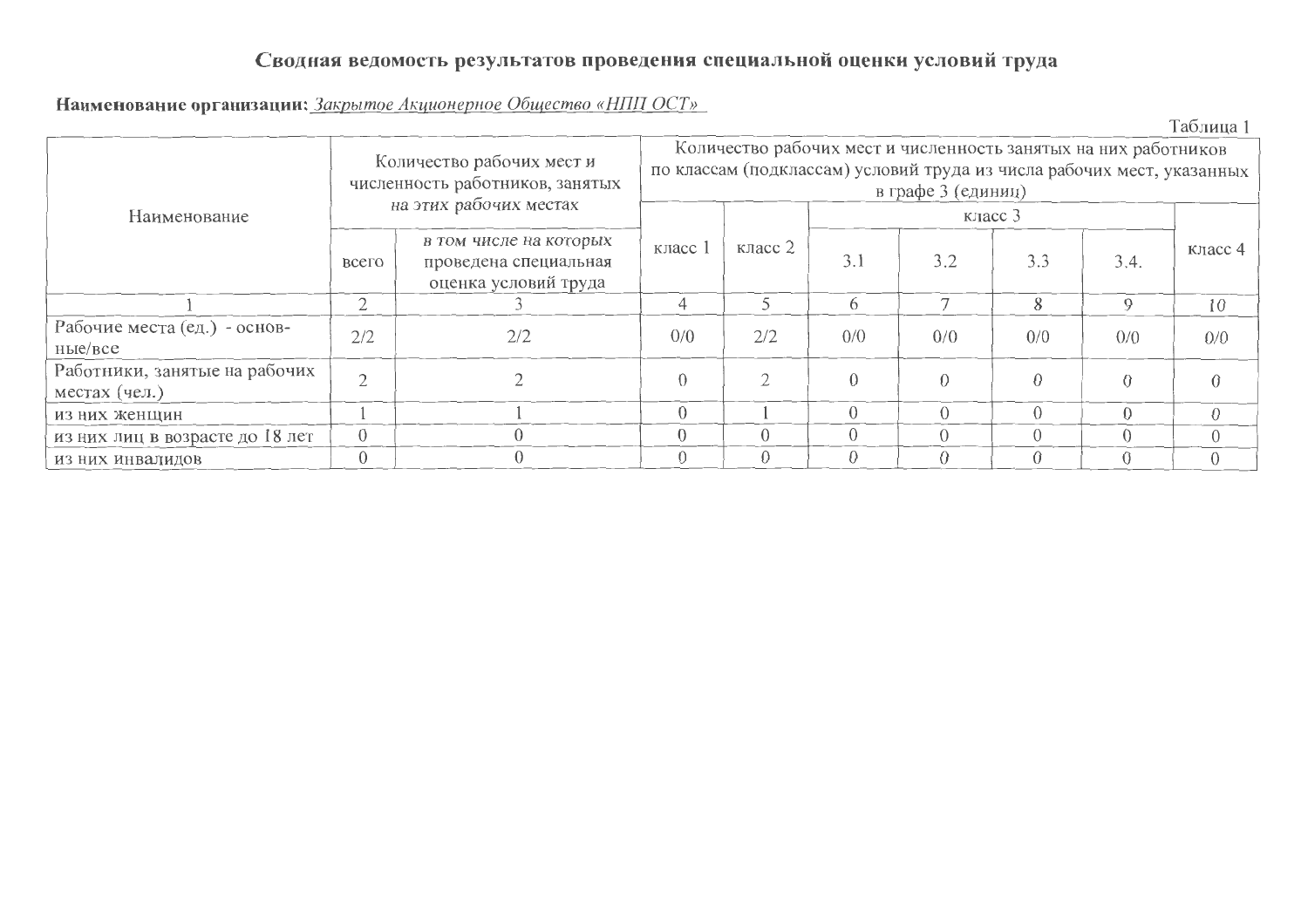# Сводная ведомость результатов проведения специальной оценки условий труда

**Наименование организации:** *Закрытое Акционерное Общество «НПП ОСТ»*

Таблица 1

| Наименование | Количество рабочих мест и численность работников, занятых на этих рабочих местах | | Количество рабочих мест и численность занятых на них работников по классам (подклассам) условий труда из числа рабочих мест, указанных в графе 3 (единиц) | | | | | | |
|---|---|---|---|---|---|---|---|---|---|
| | | | | | класс 3 | | | | |
| | всего | *в том числе на которых* проведена специальная оценка условий труда | класс 1 | класс 2 | 3.1 | 3.2 | 3.3 | 3.4. | класс 4 |
| 1 | 2 | 3 | 4 | 5 | 6 | 7 | 8 | 9 | 10 |
| Рабочие места (ед.) - основные/все | 2/2 | 2/2 | 0/0 | 2/2 | 0/0 | 0/0 | 0/0 | 0/0 | 0/0 |
| Работники, занятые на рабочих местах (чел.) | 2 | 2 | 0 | 2 | 0 | 0 | 0 | 0 | 0 |
| из них женщин | 1 | 1 | 0 | 1 | 0 | 0 | 0 | 0 | 0 |
| из них лиц в возрасте до 18 лет | 0 | 0 | 0 | 0 | 0 | 0 | 0 | 0 | 0 |
| из них инвалидов | 0 | 0 | 0 | 0 | 0 | 0 | 0 | 0 | 0 |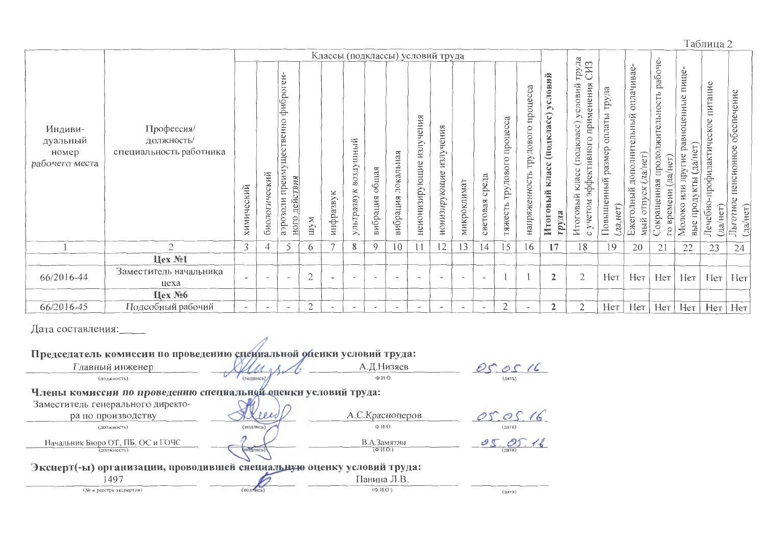Таблица 2

| Индивидуальный номер рабочего места | Профессия/ должность/ специальность работника | Классы (подклассы) условий труда | | | | | | | | | | | | | | | Итоговый класс (подкласс) условий труда | Итоговый класс (подкласс) условий труда с учетом эффективного применения СИЗ | Повышенный размер оплаты труда (да,нет) | Ежегодный дополнительный оплачиваемый отпуск (да/нет) | Сокращенная продолжительность рабочего времени (да/нет) | Молоко или другие равноценные пищевые продукты (да/нет) | Лечебно-профилактическое питание (да/нет) | Льготное пенсионное обеспечение (да/нет) |
|---|---|---|---|---|---|---|---|---|---|---|---|---|---|---|---|---|---|---|---|---|---|---|---|---|
| | | химический | биологический | аэрозоли преимущественно фиброгенного действия | шум | инфразвук | ультразвук воздушный | вибрация общая | вибрация локальная | неионизирующие излучения | ионизирующие излучения | микроклимат | световая среда | тяжесть трудового процесса | напряженность трудового процесса | | | | | | | | |
| 1 | 2 | 3 | 4 | 5 | 6 | 7 | 8 | 9 | 10 | 11 | 12 | 13 | 14 | 15 | 16 | **17** | 18 | 19 | 20 | 21 | 22 | 23 | 24 |
| | **Цех №1** | | | | | | | | | | | | | | | | | | | | | | |
| 66/2016-44 | Заместитель начальника цеха | - | - | - | 2 | - | - | - | - | - | - | - | - | 1 | 1 | **2** | 2 | Нет | Нет | Нет | Нет | Нет | Нет |
| | **Цех №6** | | | | | | | | | | | | | | | | | | | | | | |
| 66/2016-45 | Подсобный рабочий | - | - | - | 2 | - | - | - | - | - | - | - | - | 2 | - | **2** | 2 | Нет | Нет | Нет | Нет | Нет | Нет |

Дата составления:_____

**Председатель комиссии по проведению специальной оценки условий труда:**

Главный инженер (должность) _______ (подпись) А.Д.Низяев (Ф.И.О.) 05.05.16 (дата)

**Члены комиссии по проведению специальной оценки условий труда:**

Заместитель генерального директора по производству (должность) _______ (подпись) А.С.Краснопёров (Ф.И.О.) 05.05.16 (дата)

Начальник Бюро ОТ, ПБ, ОС и ГОЧС (должность) _______ (подпись) В.А.Замятин (Ф.И.О.) 05.05.16 (дата)

**Эксперт(-ы) организации, проводившей специальную оценку условий труда:**

1497 (№ в реестре экспертов) _______ (подпись) Панина Л.В. (Ф.И.О.) _______ (дата)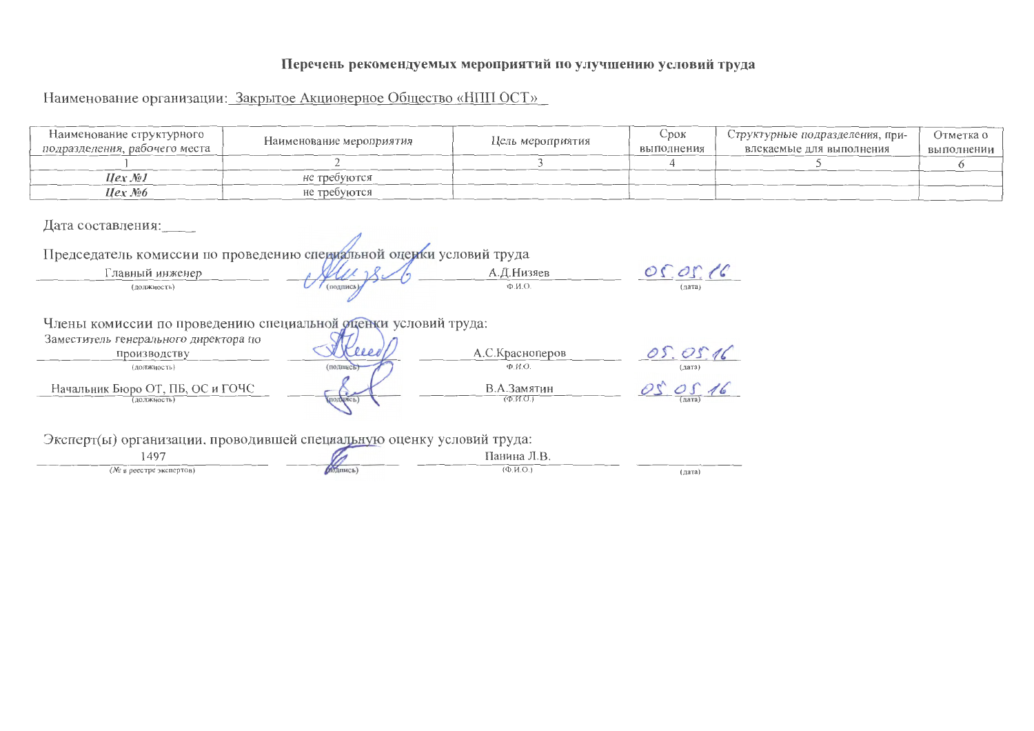**Перечень рекомендуемых мероприятий по улучшению условий труда**

Наименование организации: Закрытое Акционерное Общество «НПП ОСТ»

| Наименование структурного подразделения, рабочего места | Наименование мероприятия | Цель мероприятия | Срок выполнения | Структурные подразделения, привлекаемые для выполнения | Отметка о выполнении |
|---|---|---|---|---|---|
| 1 | 2 | 3 | 4 | 5 | 6 |
| *Цех №1* | не требуются | | | | |
| *Цех №6* | не требуются | | | | |

Дата составления:____

Председатель комиссии по проведению специальной оценки условий труда

| | | | |
|---|---|---|---|
| Главный инженер | | А.Д.Низяев | 05.05.16 |
| (должность) | (подпись) | Ф.И.О. | (дата) |

Члены комиссии по проведению специальной оценки условий труда:

| | | | |
|---|---|---|---|
| Заместитель генерального директора по производству | | А.С.Красноперов | 05.05.16 |
| (должность) | (подпись) | Ф.И.О. | (дата) |
| Начальник Бюро ОТ, ПБ, ОС и ГОЧС | | В.А.Замятин | 05.05.16 |
| (должность) | (подпись) | (Ф.И.О.) | (дата) |

Эксперт(ы) организации, проводившей специальную оценку условий труда:

| | | | |
|---|---|---|---|
| 1497 | | Панина Л.В. | |
| (№ в реестре экспертов) | (подпись) | (Ф.И.О.) | (дата) |